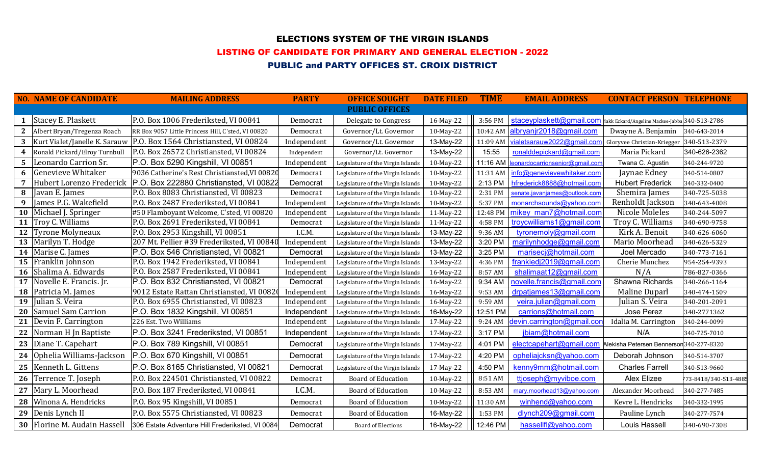# ELECTIONS SYSTEM OF THE VIRGIN ISLANDS

## LISTING OF CANDIDATE FOR PRIMARY AND GENERAL ELECTION - 2022

## PUBLIC and PARTY OFFICES ST. CROIX DISTRICT

| NO. | NAME OF CANDIDATE | MAILING ADDRESS | PARTY | OFFICE SOUGHT | DATE FILED | TIME | EMAIL ADDRESS | CONTACT PERSON | TELEPHONE |
|---|---|---|---|---|---|---|---|---|---|
| | | | | **PUBLIC OFFICES** | | | | | |
| 1 | Stacey E. Plaskett | P.O. Box 1006 Frederiksted, VI 00841 | Democrat | Delegate to Congress | 16-May-22 | 3:56 PM | staceyplaskett@gmail.com | Makk Eckard/Angeline Mackee-Jabba | 340-513-2786 |
| 2 | Albert Bryan/Tregenza Roach | RR Box 9057 Little Princess Hill, C'sted, VI 00820 | Democrat | Governor/Lt. Governor | 10-May-22 | 10:42 AM | albryanjr2018@gmail.com | Dwayne A. Benjamin | 340-643-2014 |
| 3 | Kurt Vialet/Janelle K. Sarauw | P.O. Box 1564 Christiansted, VI 00824 | Independent | Governor/Lt. Governor | 13-May-22 | 11:09 AM | vialetsarauw2022@gmail.com | Gloryvee Christian-Kriegger | 340-513-2379 |
| 4 | Ronald Pickard/Elroy Turnbull | P.O. Box 26572 Christiansted, VI 00824 | Independent | Governor/Lt. Governor | 13-May-22 | 15:55 | ronalddepickard@gmail.com | Maria Pickard | 340-626-2362 |
| 5 | Leonardo Carrion Sr. | P.O. Box 5290 Kingshill, VI 00851 | Independent | Legislature of the Virgin Islands | 10-May-22 | 11:16 AM | leonardocarrionsenior@gmail.com | Twana C. Agustin | 340-244-9720 |
| 6 | Genevieve Whitaker | 9036 Catherine's Rest Christiansted,VI 00820 | Democrat | Legislature of the Virgin Islands | 10-May-22 | 11:31 AM | info@genevievewhitaker.com | Jaynae Edney | 340-514-0807 |
| 7 | Hubert Lorenzo Frederick | P.O. Box 222880 Christiansted, VI 00822 | Democrat | Legislature of the Virgin Islands | 10-May-22 | 2:13 PM | hfrederick8888@hotmail.com | Hubert Frederick | 340-332-0400 |
| 8 | Javan E. James | P.O. Box 8083 Christiansted, VI 00823 | Democrat | Legislature of the Virgin Islands | 10-May-22 | 2:31 PM | senate.javanjames@outlook.com | Shemira James | 340-725-5038 |
| 9 | James P.G. Wakefield | P.O. Box 2487 Frederiksted, VI 00841 | Independent | Legislature of the Virgin Islands | 10-May-22 | 5:37 PM | monarchsounds@yahoo.com | Renholdt Jackson | 340-643-4008 |
| 10 | Michael J. Springer | #50 Flamboyant Welcome, C'sted, VI 00820 | Independent | Legislature of the Virgin Islands | 11-May-22 | 12:48 PM | mikey_man7@hotmail.com | Nicole Moleles | 340-244-5097 |
| 11 | Troy C. Williams | P.O. Box 2691 Frederiksted, VI 00841 | Democrat | Legislature of the Virgin Islands | 11-May-22 | 4:58 PM | troycwilliams1@gmail.com | Troy C. Williams | 340-690-9758 |
| 12 | Tyrone Molyneaux | P.O. Box 2953 Kingshill, VI 00851 | I.C.M. | Legislature of the Virgin Islands | 13-May-22 | 9:36 AM | tyronemoly@gmail.com | Kirk A. Benoit | 340-626-6060 |
| 13 | Marilyn T. Hodge | 207 Mt. Pellier #39 Frederiksted, VI 00840 | Independent | Legislature of the Virgin Islands | 13-May-22 | 3:20 PM | marilynhodge@gmail.com | Mario Moorhead | 340-626-5329 |
| 14 | Marise C. James | P.O. Box 546 Christiansted, VI 00821 | Democrat | Legislature of the Virgin Islands | 13-May-22 | 3:25 PM | marisecj@hotmail.com | Joel Mercado | 340-773-7161 |
| 15 | Franklin Johnson | P.O. Box 1942 Frederiksted, VI 00841 | Independent | Legislature of the Virgin Islands | 13-May-22 | 4:36 PM | frankiedj2019@gmail.com | Cherie Munchez | 954-254-9393 |
| 16 | Shalima A. Edwards | P.O. Box 2587 Frederiksted, VI 00841 | Independent | Legislature of the Virgin Islands | 16-May-22 | 8:57 AM | shalimaat12@gmail.com | N/A | 786-827-0366 |
| 17 | Novelle E. Francis. Jr. | P.O. Box 832 Christiansted, VI 00821 | Democrat | Legislature of the Virgin Islands | 16-May-22 | 9:34 AM | novelle.francis@gmail.com | Shawna Richards | 340-266-1164 |
| 18 | Patricia M. James | 9012 Estate Rattan Christiansted, VI 00820 | Independent | Legislature of the Virgin Islands | 16-May-22 | 9:53 AM | drpatjames13@gmail.com | Maline Duparl | 340-474-1509 |
| 19 | Julian S. Veira | P.O. Box 6955 Christiansted, VI 00823 | Independent | Legislature of the Virgin Islands | 16-May-22 | 9:59 AM | veira.julian@gmail.com | Julian S. Veira | 340-201-2091 |
| 20 | Samuel Sam Carrion | P.O. Box 1832 Kingshill, VI 00851 | Independent | Legislature of the Virgin Islands | 16-May-22 | 12:51 PM | carrions@hotmail.com | Jose Perez | 340-2771362 |
| 21 | Devin F. Carrington | 226 Est. Two Williams | Independent | Legislature of the Virgin Islands | 17-May-22 | 9:24 AM | devin.carrington@gmail.com | Idalia M. Carrington | 340-244-0099 |
| 22 | Norman H Jn Baptiste | P.O. Box 3241 Frederiksted, VI 00851 | Independent | Legislature of the Virgin Islands | 17-May-22 | 3:17 PM | jbiam@hotmail.com | N/A | 340-725-7010 |
| 23 | Diane T. Capehart | P.O. Box 789 Kingshill, VI 00851 | Democrat | Legislature of the Virgin Islands | 17-May-22 | 4:01 PM | electcapehart@gmail.com | Alekisha Petersen Bennerson | 340-277-8320 |
| 24 | Ophelia Williams-Jackson | P.O. Box 670 Kingshill, VI 00851 | Democrat | Legislature of the Virgin Islands | 17-May-22 | 4:20 PM | opheliajcksn@yahoo.com | Deborah Johnson | 340-514-3707 |
| 25 | Kenneth L. Gittens | P.O. Box 8165 Christiansted, VI 00821 | Democrat | Legislature of the Virgin Islands | 17-May-22 | 4:50 PM | kenny9mm@hotmail.com | Charles Farrell | 340-513-9660 |
| 26 | Terrence T. Joseph | P.O. Box 224501 Christiansted, VI 00822 | Democrat | Board of Education | 10-May-22 | 8:51 AM | ttjoseph@myviboe.com | Alex Elizee | 773-8418/340-513-4885 |
| 27 | Mary L. Moorhead | P.O. Box 187 Frederiksted, VI 00841 | I.C.M. | Board of Education | 10-May-22 | 8:53 AM | mary.moorhead13@yahoo.com | Alexander Moorhead | 340-277-7485 |
| 28 | Winona A. Hendricks | P.O. Box 95 Kingshill, VI 00851 | Democrat | Board of Education | 10-May-22 | 11:30 AM | winhend@yahoo.com | Kevre L. Hendricks | 340-332-1995 |
| 29 | Denis Lynch II | P.O. Box 5575 Christiansted, VI 00823 | Democrat | Board of Education | 16-May-22 | 1:53 PM | dlynch209@gmail.com | Pauline Lynch | 340-277-7574 |
| 30 | Florine M. Audain Hassell | 306 Estate Adventure Hill Frederiksted, VI 00841 | Democrat | Board of Elections | 16-May-22 | 12:46 PM | hassellfl@yahoo.com | Louis Hassell | 340-690-7308 |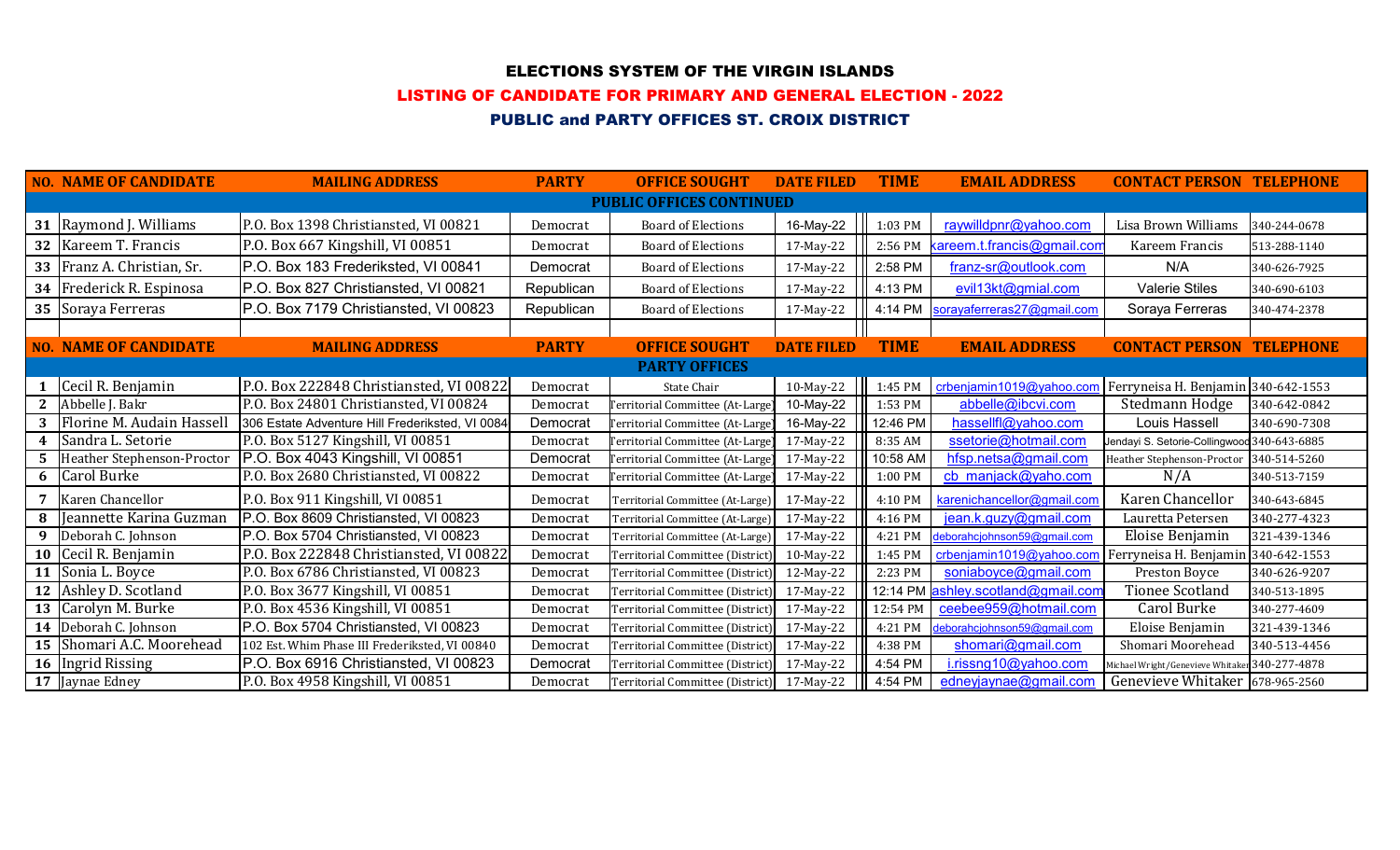# ELECTIONS SYSTEM OF THE VIRGIN ISLANDS

## LISTING OF CANDIDATE FOR PRIMARY AND GENERAL ELECTION - 2022

## PUBLIC and PARTY OFFICES ST. CROIX DISTRICT

| NO. | NAME OF CANDIDATE | MAILING ADDRESS | PARTY | OFFICE SOUGHT | DATE FILED | TIME | EMAIL ADDRESS | CONTACT PERSON | TELEPHONE |
|---|---|---|---|---|---|---|---|---|---|
| | | | | **PUBLIC OFFICES CONTINUED** | | | | | |
| 31 | Raymond J. Williams | P.O. Box 1398 Christiansted, VI 00821 | Democrat | Board of Elections | 16-May-22 | 1:03 PM | raywilldpnr@yahoo.com | Lisa Brown Williams | 340-244-0678 |
| 32 | Kareem T. Francis | P.O. Box 667 Kingshill, VI 00851 | Democrat | Board of Elections | 17-May-22 | 2:56 PM | kareem.t.francis@gmail.com | Kareem Francis | 513-288-1140 |
| 33 | Franz A. Christian, Sr. | P.O. Box 183 Frederiksted, VI 00841 | Democrat | Board of Elections | 17-May-22 | 2:58 PM | franz-sr@outlook.com | N/A | 340-626-7925 |
| 34 | Frederick R. Espinosa | P.O. Box 827 Christiansted, VI 00821 | Republican | Board of Elections | 17-May-22 | 4:13 PM | evil13kt@gmial.com | Valerie Stiles | 340-690-6103 |
| 35 | Soraya Ferreras | P.O. Box 7179 Christiansted, VI 00823 | Republican | Board of Elections | 17-May-22 | 4:14 PM | sorayaferreras27@gmail.com | Soraya Ferreras | 340-474-2378 |

| NO. | NAME OF CANDIDATE | MAILING ADDRESS | PARTY | OFFICE SOUGHT | DATE FILED | TIME | EMAIL ADDRESS | CONTACT PERSON | TELEPHONE |
|---|---|---|---|---|---|---|---|---|---|
| | | | | **PARTY OFFICES** | | | | | |
| 1 | Cecil R. Benjamin | P.O. Box 222848 Christiansted, VI 00822 | Democrat | State Chair | 10-May-22 | 1:45 PM | crbenjamin1019@yahoo.com | Ferryneisa H. Benjamin | 340-642-1553 |
| 2 | Abbelle J. Bakr | P.O. Box 24801 Christiansted, VI 00824 | Democrat | Territorial Committee (At-Large) | 10-May-22 | 1:53 PM | abbelle@ibcvi.com | Stedmann Hodge | 340-642-0842 |
| 3 | Florine M. Audain Hassell | 306 Estate Adventure Hill Frederiksted, VI 0084 | Democrat | Territorial Committee (At-Large) | 16-May-22 | 12:46 PM | hassellfl@yahoo.com | Louis Hassell | 340-690-7308 |
| 4 | Sandra L. Setorie | P.O. Box 5127 Kingshill, VI 00851 | Democrat | Territorial Committee (At-Large) | 17-May-22 | 8:35 AM | ssetorie@hotmail.com | Jendayi S. Setorie-Collingwood | 340-643-6885 |
| 5 | Heather Stephenson-Proctor | P.O. Box 4043 Kingshill, VI 00851 | Democrat | Territorial Committee (At-Large) | 17-May-22 | 10:58 AM | hfsp.netsa@gmail.com | Heather Stephenson-Proctor | 340-514-5260 |
| 6 | Carol Burke | P.O. Box 2680 Christiansted, VI 00822 | Democrat | Territorial Committee (At-Large) | 17-May-22 | 1:00 PM | cb_manjack@yaho.com | N/A | 340-513-7159 |
| 7 | Karen Chancellor | P.O. Box 911 Kingshill, VI 00851 | Democrat | Territorial Committee (At-Large) | 17-May-22 | 4:10 PM | karenichancellor@gmail.com | Karen Chancellor | 340-643-6845 |
| 8 | Jeannette Karina Guzman | P.O. Box 8609 Christiansted, VI 00823 | Democrat | Territorial Committee (At-Large) | 17-May-22 | 4:16 PM | jean.k.guzy@gmail.com | Lauretta Petersen | 340-277-4323 |
| 9 | Deborah C. Johnson | P.O. Box 5704 Christiansted, VI 00823 | Democrat | Territorial Committee (At-Large) | 17-May-22 | 4:21 PM | deborahcjohnson59@gmail.com | Eloise Benjamin | 321-439-1346 |
| 10 | Cecil R. Benjamin | P.O. Box 222848 Christiansted, VI 00822 | Democrat | Territorial Committee (District) | 10-May-22 | 1:45 PM | crbenjamin1019@yahoo.com | Ferryneisa H. Benjamin | 340-642-1553 |
| 11 | Sonia L. Boyce | P.O. Box 6786 Christiansted, VI 00823 | Democrat | Territorial Committee (District) | 12-May-22 | 2:23 PM | soniaboyce@gmail.com | Preston Boyce | 340-626-9207 |
| 12 | Ashley D. Scotland | P.O. Box 3677 Kingshill, VI 00851 | Democrat | Territorial Committee (District) | 17-May-22 | 12:14 PM | ashley.scotland@gmail.com | Tionee Scotland | 340-513-1895 |
| 13 | Carolyn M. Burke | P.O. Box 4536 Kingshill, VI 00851 | Democrat | Territorial Committee (District) | 17-May-22 | 12:54 PM | ceebee959@hotmail.com | Carol Burke | 340-277-4609 |
| 14 | Deborah C. Johnson | P.O. Box 5704 Christiansted, VI 00823 | Democrat | Territorial Committee (District) | 17-May-22 | 4:21 PM | deborahcjohnson59@gmail.com | Eloise Benjamin | 321-439-1346 |
| 15 | Shomari A.C. Moorehead | 102 Est. Whim Phase III Frederiksted, VI 00840 | Democrat | Territorial Committee (District) | 17-May-22 | 4:38 PM | shomari@gmail.com | Shomari Moorehead | 340-513-4456 |
| 16 | Ingrid Rissing | P.O. Box 6916 Christiansted, VI 00823 | Democrat | Territorial Committee (District) | 17-May-22 | 4:54 PM | i.rissng10@yahoo.com | Michael Wright/Genevieve Whitaker | 340-277-4878 |
| 17 | Jaynae Edney | P.O. Box 4958 Kingshill, VI 00851 | Democrat | Territorial Committee (District) | 17-May-22 | 4:54 PM | edneyjaynae@gmail.com | Genevieve Whitaker | 678-965-2560 |